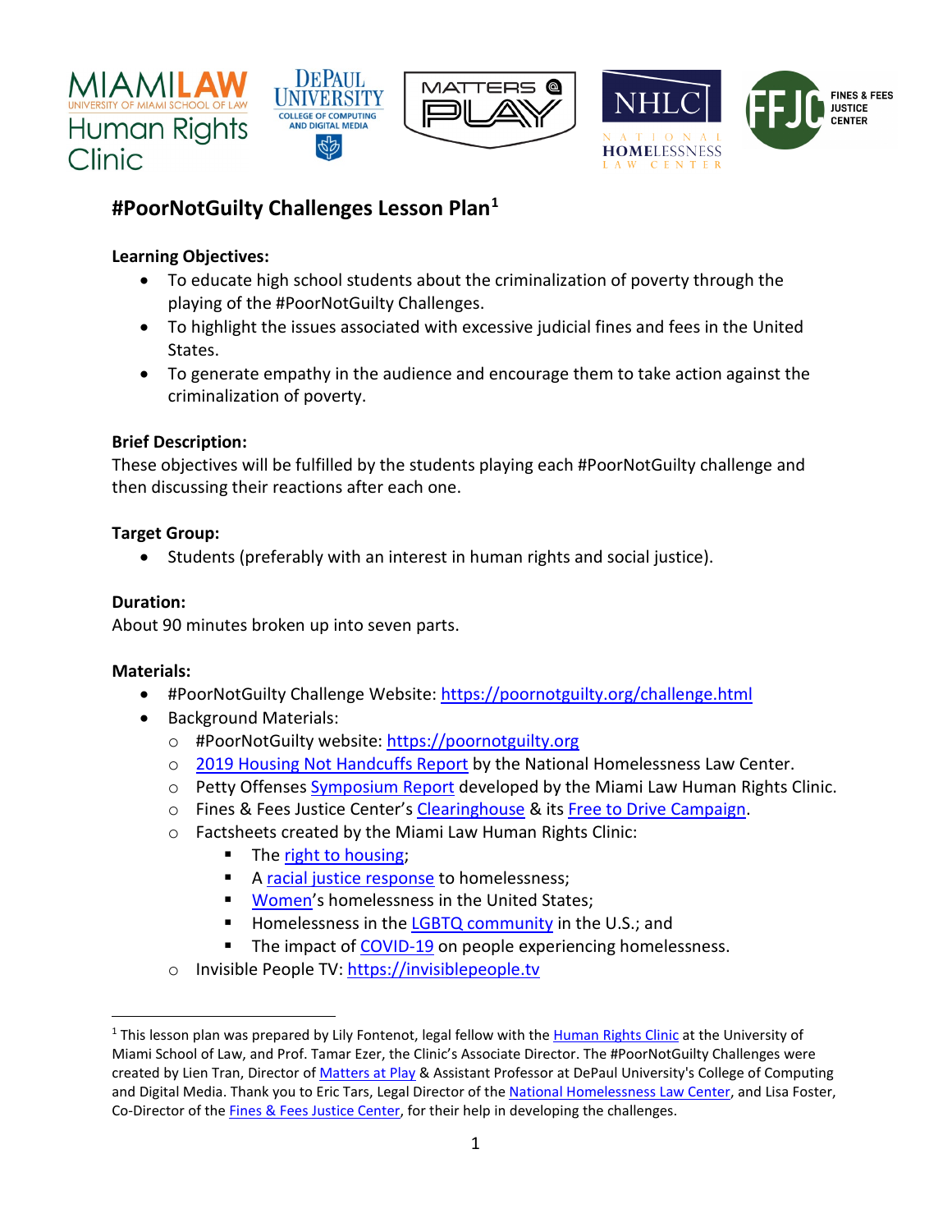# #PoorNotGuilty Challenges Lesson Plan[1]

**Learning Objectives:**

- To educate high school students about the criminalization of poverty through the playing of the #PoorNotGuilty Challenges.
- To highlight the issues associated with excessive judicial fines and fees in the United States.
- To generate empathy in the audience and encourage them to take action against the criminalization of poverty.

**Brief Description:**

These objectives will be fulfilled by the students playing each #PoorNotGuilty challenge and then discussing their reactions after each one.

**Target Group:**

- Students (preferably with an interest in human rights and social justice).

**Duration:**

About 90 minutes broken up into seven parts.

**Materials:**

- #PoorNotGuilty Challenge Website: https://poornotguilty.org/challenge.html
- Background Materials:
  - #PoorNotGuilty website: https://poornotguilty.org
  - 2019 Housing Not Handcuffs Report by the National Homelessness Law Center.
  - Petty Offenses Symposium Report developed by the Miami Law Human Rights Clinic.
  - Fines & Fees Justice Center's Clearinghouse & its Free to Drive Campaign.
  - Factsheets created by the Miami Law Human Rights Clinic:
    - The right to housing;
    - A racial justice response to homelessness;
    - Women's homelessness in the United States;
    - Homelessness in the LGBTQ community in the U.S.; and
    - The impact of COVID-19 on people experiencing homelessness.
  - Invisible People TV: https://invisiblepeople.tv

[1] This lesson plan was prepared by Lily Fontenot, legal fellow with the Human Rights Clinic at the University of Miami School of Law, and Prof. Tamar Ezer, the Clinic's Associate Director. The #PoorNotGuilty Challenges were created by Lien Tran, Director of Matters at Play & Assistant Professor at DePaul University's College of Computing and Digital Media. Thank you to Eric Tars, Legal Director of the National Homelessness Law Center, and Lisa Foster, Co-Director of the Fines & Fees Justice Center, for their help in developing the challenges.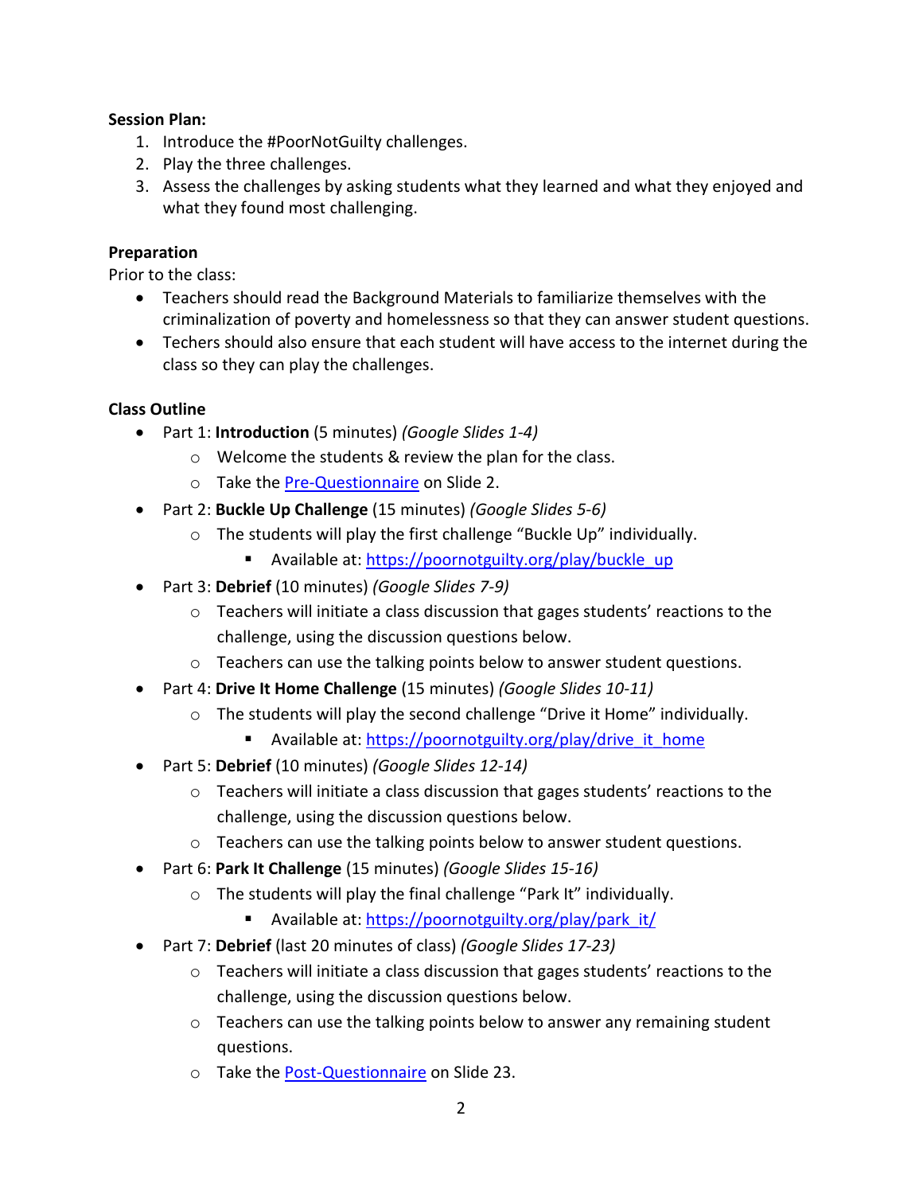**Session Plan:**

1. Introduce the #PoorNotGuilty challenges.
2. Play the three challenges.
3. Assess the challenges by asking students what they learned and what they enjoyed and what they found most challenging.

**Preparation**

Prior to the class:

- Teachers should read the Background Materials to familiarize themselves with the criminalization of poverty and homelessness so that they can answer student questions.
- Techers should also ensure that each student will have access to the internet during the class so they can play the challenges.

**Class Outline**

- Part 1: **Introduction** (5 minutes) *(Google Slides 1-4)*
  - Welcome the students & review the plan for the class.
  - Take the [Pre-Questionnaire]() on Slide 2.
- Part 2: **Buckle Up Challenge** (15 minutes) *(Google Slides 5-6)*
  - The students will play the first challenge "Buckle Up" individually.
    - Available at: [https://poornotguilty.org/play/buckle_up](https://poornotguilty.org/play/buckle_up)
- Part 3: **Debrief** (10 minutes) *(Google Slides 7-9)*
  - Teachers will initiate a class discussion that gages students' reactions to the challenge, using the discussion questions below.
  - Teachers can use the talking points below to answer student questions.
- Part 4: **Drive It Home Challenge** (15 minutes) *(Google Slides 10-11)*
  - The students will play the second challenge "Drive it Home" individually.
    - Available at: [https://poornotguilty.org/play/drive_it_home](https://poornotguilty.org/play/drive_it_home)
- Part 5: **Debrief** (10 minutes) *(Google Slides 12-14)*
  - Teachers will initiate a class discussion that gages students' reactions to the challenge, using the discussion questions below.
  - Teachers can use the talking points below to answer student questions.
- Part 6: **Park It Challenge** (15 minutes) *(Google Slides 15-16)*
  - The students will play the final challenge "Park It" individually.
    - Available at: [https://poornotguilty.org/play/park_it/](https://poornotguilty.org/play/park_it/)
- Part 7: **Debrief** (last 20 minutes of class) *(Google Slides 17-23)*
  - Teachers will initiate a class discussion that gages students' reactions to the challenge, using the discussion questions below.
  - Teachers can use the talking points below to answer any remaining student questions.
  - Take the [Post-Questionnaire]() on Slide 23.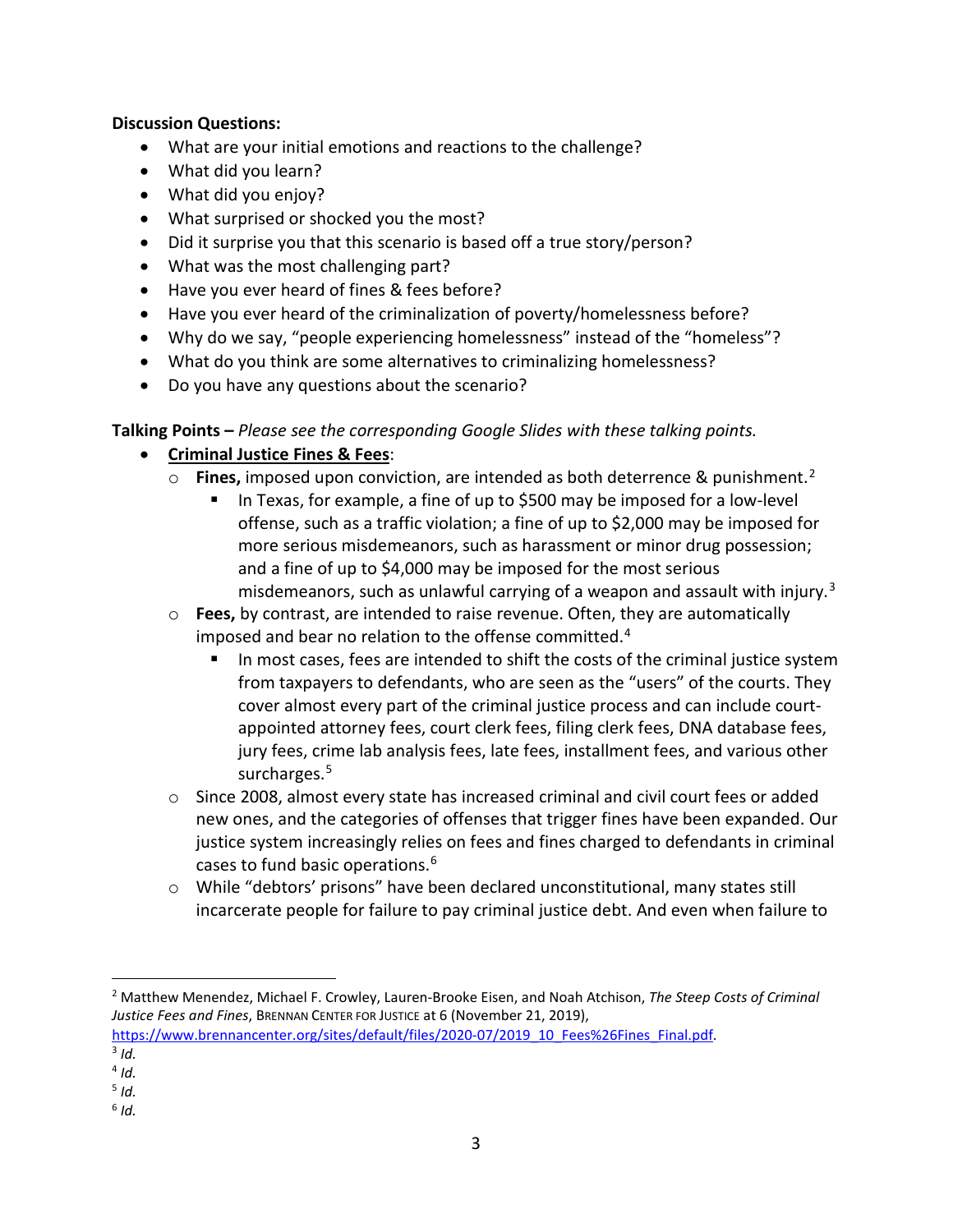**Discussion Questions:**

- What are your initial emotions and reactions to the challenge?
- What did you learn?
- What did you enjoy?
- What surprised or shocked you the most?
- Did it surprise you that this scenario is based off a true story/person?
- What was the most challenging part?
- Have you ever heard of fines & fees before?
- Have you ever heard of the criminalization of poverty/homelessness before?
- Why do we say, "people experiencing homelessness" instead of the "homeless"?
- What do you think are some alternatives to criminalizing homelessness?
- Do you have any questions about the scenario?

**Talking Points –** *Please see the corresponding Google Slides with these talking points.*

- **Criminal Justice Fines & Fees**:
  - **Fines,** imposed upon conviction, are intended as both deterrence & punishment.[2]
    - In Texas, for example, a fine of up to $500 may be imposed for a low-level offense, such as a traffic violation; a fine of up to $2,000 may be imposed for more serious misdemeanors, such as harassment or minor drug possession; and a fine of up to $4,000 may be imposed for the most serious misdemeanors, such as unlawful carrying of a weapon and assault with injury.[3]
  - **Fees,** by contrast, are intended to raise revenue. Often, they are automatically imposed and bear no relation to the offense committed.[4]
    - In most cases, fees are intended to shift the costs of the criminal justice system from taxpayers to defendants, who are seen as the "users" of the courts. They cover almost every part of the criminal justice process and can include court-appointed attorney fees, court clerk fees, filing clerk fees, DNA database fees, jury fees, crime lab analysis fees, late fees, installment fees, and various other surcharges.[5]
  - Since 2008, almost every state has increased criminal and civil court fees or added new ones, and the categories of offenses that trigger fines have been expanded. Our justice system increasingly relies on fees and fines charged to defendants in criminal cases to fund basic operations.[6]
  - While "debtors' prisons" have been declared unconstitutional, many states still incarcerate people for failure to pay criminal justice debt. And even when failure to

---

[2] Matthew Menendez, Michael F. Crowley, Lauren-Brooke Eisen, and Noah Atchison, *The Steep Costs of Criminal Justice Fees and Fines*, BRENNAN CENTER FOR JUSTICE at 6 (November 21, 2019), https://www.brennancenter.org/sites/default/files/2020-07/2019_10_Fees%26Fines_Final.pdf.

[3] *Id.*

[4] *Id.*

[5] *Id.*

[6] *Id.*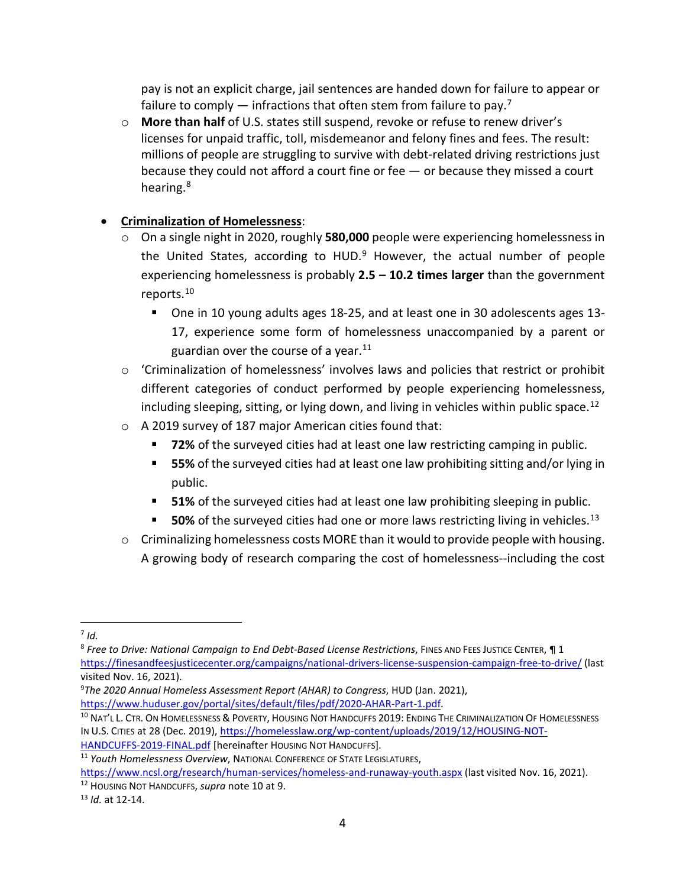pay is not an explicit charge, jail sentences are handed down for failure to appear or failure to comply — infractions that often stem from failure to pay.[7]

- **More than half** of U.S. states still suspend, revoke or refuse to renew driver's licenses for unpaid traffic, toll, misdemeanor and felony fines and fees. The result: millions of people are struggling to survive with debt-related driving restrictions just because they could not afford a court fine or fee — or because they missed a court hearing.[8]

- **<u>Criminalization of Homelessness</u>**:
  - On a single night in 2020, roughly **580,000** people were experiencing homelessness in the United States, according to HUD.[9] However, the actual number of people experiencing homelessness is probably **2.5 – 10.2 times larger** than the government reports.[10]
    - One in 10 young adults ages 18-25, and at least one in 30 adolescents ages 13-17, experience some form of homelessness unaccompanied by a parent or guardian over the course of a year.[11]
  - 'Criminalization of homelessness' involves laws and policies that restrict or prohibit different categories of conduct performed by people experiencing homelessness, including sleeping, sitting, or lying down, and living in vehicles within public space.[12]
  - A 2019 survey of 187 major American cities found that:
    - **72%** of the surveyed cities had at least one law restricting camping in public.
    - **55%** of the surveyed cities had at least one law prohibiting sitting and/or lying in public.
    - **51%** of the surveyed cities had at least one law prohibiting sleeping in public.
    - **50%** of the surveyed cities had one or more laws restricting living in vehicles.[13]
  - Criminalizing homelessness costs MORE than it would to provide people with housing. A growing body of research comparing the cost of homelessness--including the cost

---

[7] *Id.*

[8] *Free to Drive: National Campaign to End Debt-Based License Restrictions*, FINES AND FEES JUSTICE CENTER, ¶ 1 https://finesandfeesjusticecenter.org/campaigns/national-drivers-license-suspension-campaign-free-to-drive/ (last visited Nov. 16, 2021).

[9] *The 2020 Annual Homeless Assessment Report (AHAR) to Congress*, HUD (Jan. 2021), https://www.huduser.gov/portal/sites/default/files/pdf/2020-AHAR-Part-1.pdf.

[10] NAT'L L. CTR. ON HOMELESSNESS & POVERTY, HOUSING NOT HANDCUFFS 2019: ENDING THE CRIMINALIZATION OF HOMELESSNESS IN U.S. CITIES at 28 (Dec. 2019), https://homelesslaw.org/wp-content/uploads/2019/12/HOUSING-NOT-HANDCUFFS-2019-FINAL.pdf [hereinafter HOUSING NOT HANDCUFFS].

[11] *Youth Homelessness Overview*, NATIONAL CONFERENCE OF STATE LEGISLATURES, https://www.ncsl.org/research/human-services/homeless-and-runaway-youth.aspx (last visited Nov. 16, 2021).

[12] HOUSING NOT HANDCUFFS, *supra* note 10 at 9.

[13] *Id.* at 12-14.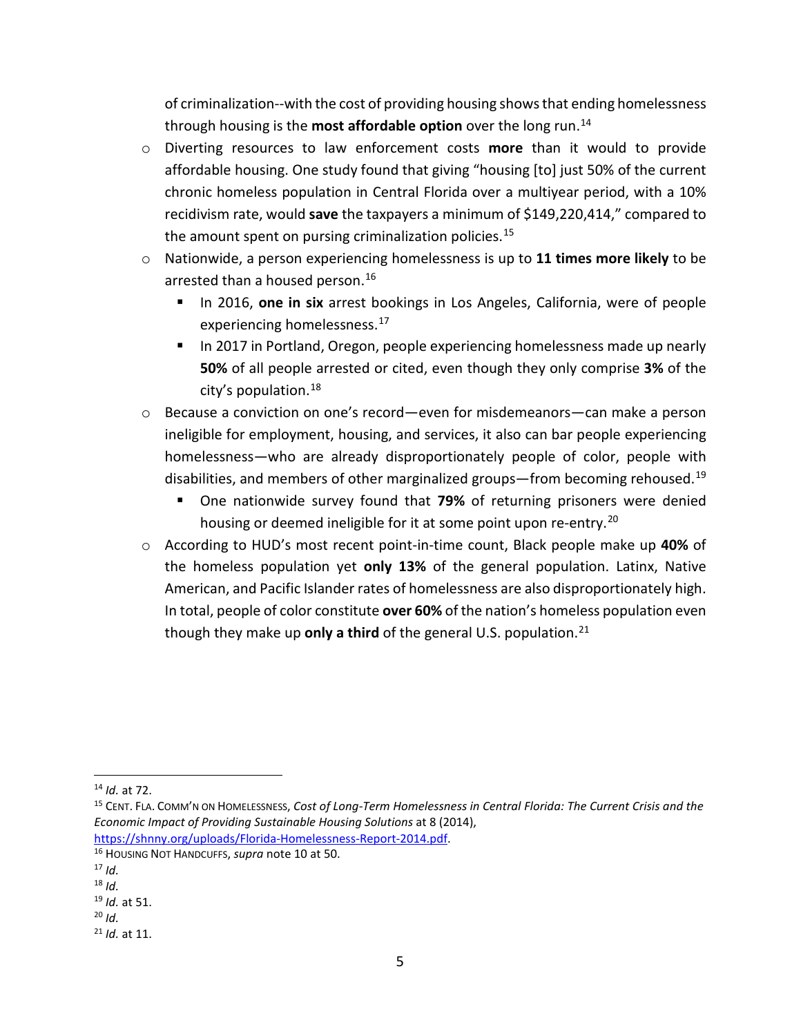of criminalization--with the cost of providing housing shows that ending homelessness through housing is the **most affordable option** over the long run.[14]

- Diverting resources to law enforcement costs **more** than it would to provide affordable housing. One study found that giving "housing [to] just 50% of the current chronic homeless population in Central Florida over a multiyear period, with a 10% recidivism rate, would **save** the taxpayers a minimum of $149,220,414," compared to the amount spent on pursing criminalization policies.[15]
- Nationwide, a person experiencing homelessness is up to **11 times more likely** to be arrested than a housed person.[16]
  - In 2016, **one in six** arrest bookings in Los Angeles, California, were of people experiencing homelessness.[17]
  - In 2017 in Portland, Oregon, people experiencing homelessness made up nearly **50%** of all people arrested or cited, even though they only comprise **3%** of the city's population.[18]
- Because a conviction on one's record—even for misdemeanors—can make a person ineligible for employment, housing, and services, it also can bar people experiencing homelessness—who are already disproportionately people of color, people with disabilities, and members of other marginalized groups—from becoming rehoused.[19]
  - One nationwide survey found that **79%** of returning prisoners were denied housing or deemed ineligible for it at some point upon re-entry.[20]
- According to HUD's most recent point-in-time count, Black people make up **40%** of the homeless population yet **only 13%** of the general population. Latinx, Native American, and Pacific Islander rates of homelessness are also disproportionately high. In total, people of color constitute **over 60%** of the nation's homeless population even though they make up **only a third** of the general U.S. population.[21]

---

[14] *Id.* at 72.

[15] CENT. FLA. COMM'N ON HOMELESSNESS, *Cost of Long-Term Homelessness in Central Florida: The Current Crisis and the Economic Impact of Providing Sustainable Housing Solutions* at 8 (2014), https://shnny.org/uploads/Florida-Homelessness-Report-2014.pdf.

[16] HOUSING NOT HANDCUFFS, *supra* note 10 at 50.

[17] *Id.*

[18] *Id.*

[19] *Id.* at 51.

[20] *Id.*

[21] *Id.* at 11.